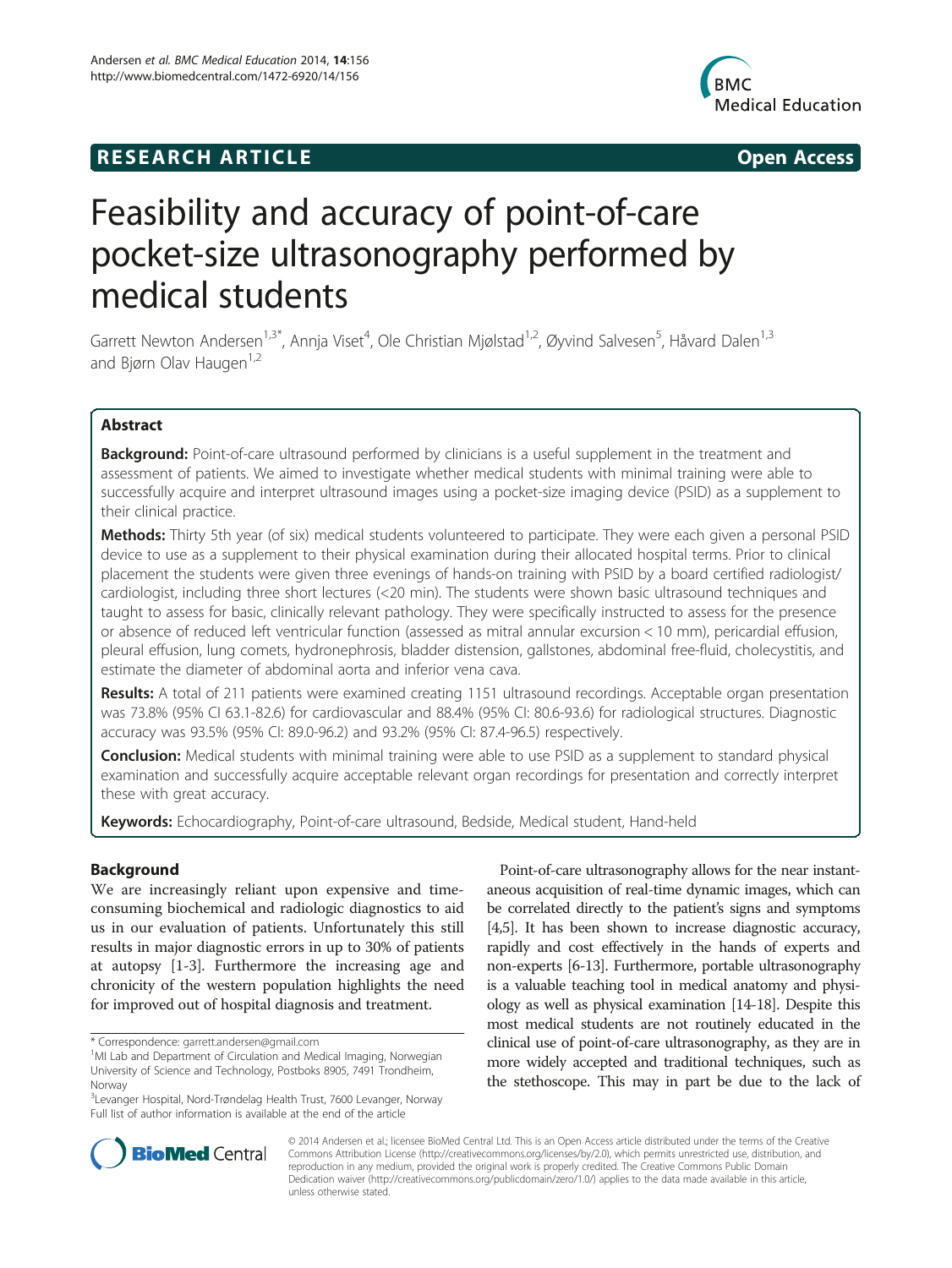RESEARCH ARTICLE Open Access

# Feasibility and accuracy of point-of-care pocket-size ultrasonography performed by medical students

Garrett Newton Andersen[1,3*], Annja Viset[4], Ole Christian Mjølstad[1,2], Øyvind Salvesen[5], Håvard Dalen[1,3] and Bjørn Olav Haugen[1,2]

## Abstract

**Background:** Point-of-care ultrasound performed by clinicians is a useful supplement in the treatment and assessment of patients. We aimed to investigate whether medical students with minimal training were able to successfully acquire and interpret ultrasound images using a pocket-size imaging device (PSID) as a supplement to their clinical practice.

**Methods:** Thirty 5th year (of six) medical students volunteered to participate. They were each given a personal PSID device to use as a supplement to their physical examination during their allocated hospital terms. Prior to clinical placement the students were given three evenings of hands-on training with PSID by a board certified radiologist/ cardiologist, including three short lectures (<20 min). The students were shown basic ultrasound techniques and taught to assess for basic, clinically relevant pathology. They were specifically instructed to assess for the presence or absence of reduced left ventricular function (assessed as mitral annular excursion < 10 mm), pericardial effusion, pleural effusion, lung comets, hydronephrosis, bladder distension, gallstones, abdominal free-fluid, cholecystitis, and estimate the diameter of abdominal aorta and inferior vena cava.

**Results:** A total of 211 patients were examined creating 1151 ultrasound recordings. Acceptable organ presentation was 73.8% (95% CI 63.1-82.6) for cardiovascular and 88.4% (95% CI: 80.6-93.6) for radiological structures. Diagnostic accuracy was 93.5% (95% CI: 89.0-96.2) and 93.2% (95% CI: 87.4-96.5) respectively.

**Conclusion:** Medical students with minimal training were able to use PSID as a supplement to standard physical examination and successfully acquire acceptable relevant organ recordings for presentation and correctly interpret these with great accuracy.

**Keywords:** Echocardiography, Point-of-care ultrasound, Bedside, Medical student, Hand-held

## Background

We are increasingly reliant upon expensive and time-consuming biochemical and radiologic diagnostics to aid us in our evaluation of patients. Unfortunately this still results in major diagnostic errors in up to 30% of patients at autopsy [1-3]. Furthermore the increasing age and chronicity of the western population highlights the need for improved out of hospital diagnosis and treatment.

Point-of-care ultrasonography allows for the near instantaneous acquisition of real-time dynamic images, which can be correlated directly to the patient's signs and symptoms [4,5]. It has been shown to increase diagnostic accuracy, rapidly and cost effectively in the hands of experts and non-experts [6-13]. Furthermore, portable ultrasonography is a valuable teaching tool in medical anatomy and physiology as well as physical examination [14-18]. Despite this most medical students are not routinely educated in the clinical use of point-of-care ultrasonography, as they are in more widely accepted and traditional techniques, such as the stethoscope. This may in part be due to the lack of

\* Correspondence: garrett.andersen@gmail.com
[1]MI Lab and Department of Circulation and Medical Imaging, Norwegian University of Science and Technology, Postboks 8905, 7491 Trondheim, Norway
[3]Levanger Hospital, Nord-Trøndelag Health Trust, 7600 Levanger, Norway
Full list of author information is available at the end of the article

© 2014 Andersen et al.; licensee BioMed Central Ltd. This is an Open Access article distributed under the terms of the Creative Commons Attribution License (http://creativecommons.org/licenses/by/2.0), which permits unrestricted use, distribution, and reproduction in any medium, provided the original work is properly credited. The Creative Commons Public Domain Dedication waiver (http://creativecommons.org/publicdomain/zero/1.0/) applies to the data made available in this article, unless otherwise stated.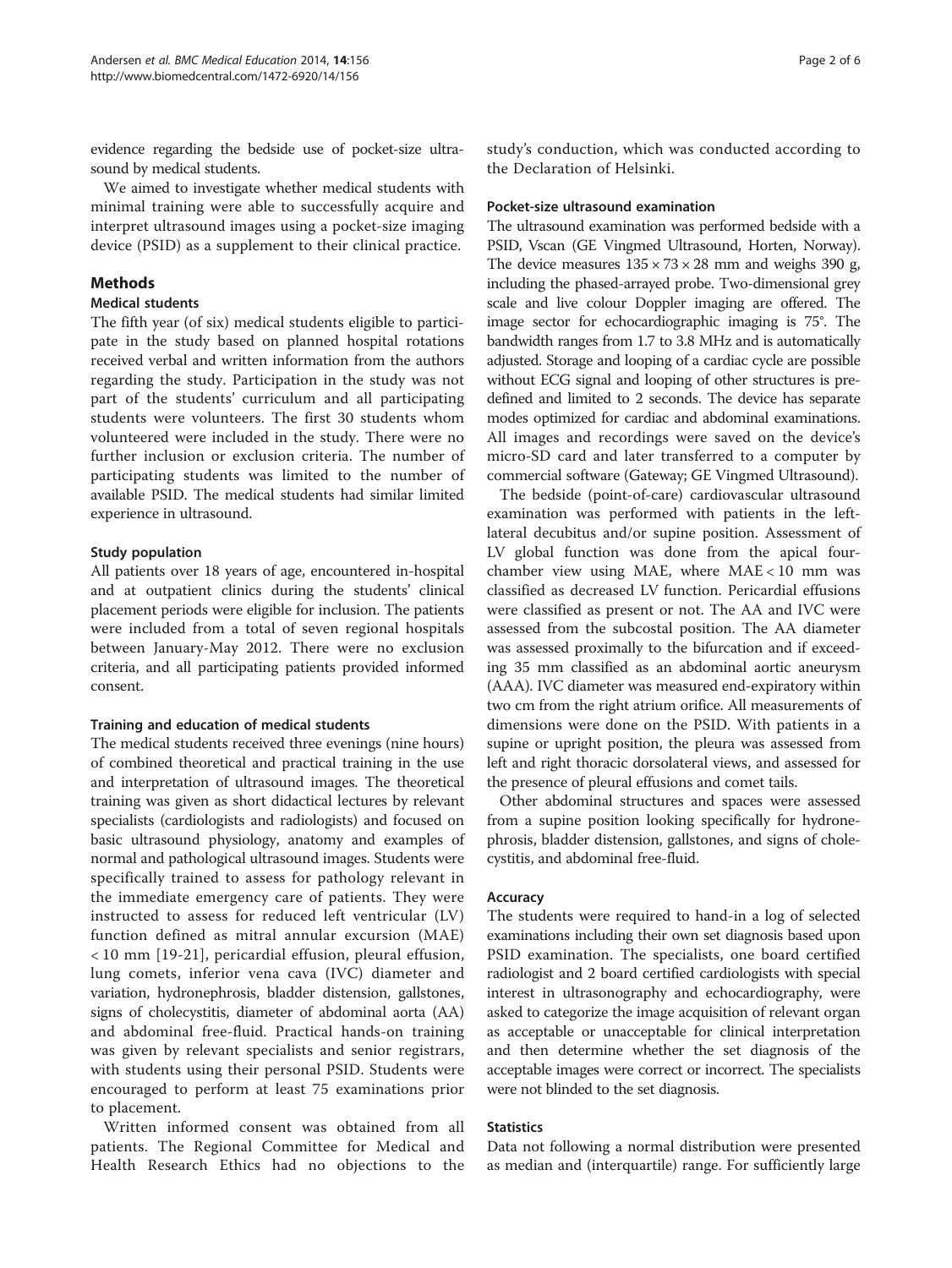evidence regarding the bedside use of pocket-size ultrasound by medical students.

We aimed to investigate whether medical students with minimal training were able to successfully acquire and interpret ultrasound images using a pocket-size imaging device (PSID) as a supplement to their clinical practice.

## Methods

### Medical students

The fifth year (of six) medical students eligible to participate in the study based on planned hospital rotations received verbal and written information from the authors regarding the study. Participation in the study was not part of the students' curriculum and all participating students were volunteers. The first 30 students whom volunteered were included in the study. There were no further inclusion or exclusion criteria. The number of participating students was limited to the number of available PSID. The medical students had similar limited experience in ultrasound.

### Study population

All patients over 18 years of age, encountered in-hospital and at outpatient clinics during the students' clinical placement periods were eligible for inclusion. The patients were included from a total of seven regional hospitals between January-May 2012. There were no exclusion criteria, and all participating patients provided informed consent.

### Training and education of medical students

The medical students received three evenings (nine hours) of combined theoretical and practical training in the use and interpretation of ultrasound images. The theoretical training was given as short didactical lectures by relevant specialists (cardiologists and radiologists) and focused on basic ultrasound physiology, anatomy and examples of normal and pathological ultrasound images. Students were specifically trained to assess for pathology relevant in the immediate emergency care of patients. They were instructed to assess for reduced left ventricular (LV) function defined as mitral annular excursion (MAE) < 10 mm [19-21], pericardial effusion, pleural effusion, lung comets, inferior vena cava (IVC) diameter and variation, hydronephrosis, bladder distension, gallstones, signs of cholecystitis, diameter of abdominal aorta (AA) and abdominal free-fluid. Practical hands-on training was given by relevant specialists and senior registrars, with students using their personal PSID. Students were encouraged to perform at least 75 examinations prior to placement.

Written informed consent was obtained from all patients. The Regional Committee for Medical and Health Research Ethics had no objections to the study's conduction, which was conducted according to the Declaration of Helsinki.

### Pocket-size ultrasound examination

The ultrasound examination was performed bedside with a PSID, Vscan (GE Vingmed Ultrasound, Horten, Norway). The device measures $135 \times 73 \times 28$ mm and weighs 390 g, including the phased-arrayed probe. Two-dimensional grey scale and live colour Doppler imaging are offered. The image sector for echocardiographic imaging is 75°. The bandwidth ranges from 1.7 to 3.8 MHz and is automatically adjusted. Storage and looping of a cardiac cycle are possible without ECG signal and looping of other structures is predefined and limited to 2 seconds. The device has separate modes optimized for cardiac and abdominal examinations. All images and recordings were saved on the device's micro-SD card and later transferred to a computer by commercial software (Gateway; GE Vingmed Ultrasound).

The bedside (point-of-care) cardiovascular ultrasound examination was performed with patients in the left-lateral decubitus and/or supine position. Assessment of LV global function was done from the apical four-chamber view using MAE, where MAE < 10 mm was classified as decreased LV function. Pericardial effusions were classified as present or not. The AA and IVC were assessed from the subcostal position. The AA diameter was assessed proximally to the bifurcation and if exceeding 35 mm classified as an abdominal aortic aneurysm (AAA). IVC diameter was measured end-expiratory within two cm from the right atrium orifice. All measurements of dimensions were done on the PSID. With patients in a supine or upright position, the pleura was assessed from left and right thoracic dorsolateral views, and assessed for the presence of pleural effusions and comet tails.

Other abdominal structures and spaces were assessed from a supine position looking specifically for hydronephrosis, bladder distension, gallstones, and signs of cholecystitis, and abdominal free-fluid.

### Accuracy

The students were required to hand-in a log of selected examinations including their own set diagnosis based upon PSID examination. The specialists, one board certified radiologist and 2 board certified cardiologists with special interest in ultrasonography and echocardiography, were asked to categorize the image acquisition of relevant organ as acceptable or unacceptable for clinical interpretation and then determine whether the set diagnosis of the acceptable images were correct or incorrect. The specialists were not blinded to the set diagnosis.

### Statistics

Data not following a normal distribution were presented as median and (interquartile) range. For sufficiently large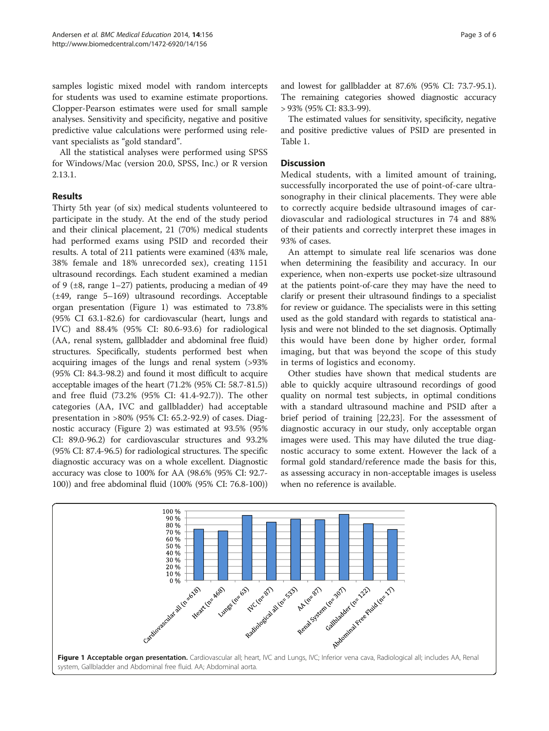samples logistic mixed model with random intercepts for students was used to examine estimate proportions. Clopper-Pearson estimates were used for small sample analyses. Sensitivity and specificity, negative and positive predictive value calculations were performed using relevant specialists as "gold standard".

All the statistical analyses were performed using SPSS for Windows/Mac (version 20.0, SPSS, Inc.) or R version 2.13.1.

## Results

Thirty 5th year (of six) medical students volunteered to participate in the study. At the end of the study period and their clinical placement, 21 (70%) medical students had performed exams using PSID and recorded their results. A total of 211 patients were examined (43% male, 38% female and 18% unrecorded sex), creating 1151 ultrasound recordings. Each student examined a median of 9 (±8, range 1–27) patients, producing a median of 49 (±49, range 5–169) ultrasound recordings. Acceptable organ presentation (Figure 1) was estimated to 73.8% (95% CI 63.1-82.6) for cardiovascular (heart, lungs and IVC) and 88.4% (95% CI: 80.6-93.6) for radiological (AA, renal system, gallbladder and abdominal free fluid) structures. Specifically, students performed best when acquiring images of the lungs and renal system (>93% (95% CI: 84.3-98.2) and found it most difficult to acquire acceptable images of the heart (71.2% (95% CI: 58.7-81.5)) and free fluid (73.2% (95% CI: 41.4-92.7)). The other categories (AA, IVC and gallbladder) had acceptable presentation in >80% (95% CI: 65.2-92.9) of cases. Diagnostic accuracy (Figure 2) was estimated at 93.5% (95% CI: 89.0-96.2) for cardiovascular structures and 93.2% (95% CI: 87.4-96.5) for radiological structures. The specific diagnostic accuracy was on a whole excellent. Diagnostic accuracy was close to 100% for AA (98.6% (95% CI: 92.7-100)) and free abdominal fluid (100% (95% CI: 76.8-100)) and lowest for gallbladder at 87.6% (95% CI: 73.7-95.1). The remaining categories showed diagnostic accuracy > 93% (95% CI: 83.3-99).

The estimated values for sensitivity, specificity, negative and positive predictive values of PSID are presented in Table 1.

## Discussion

Medical students, with a limited amount of training, successfully incorporated the use of point-of-care ultrasonography in their clinical placements. They were able to correctly acquire bedside ultrasound images of cardiovascular and radiological structures in 74 and 88% of their patients and correctly interpret these images in 93% of cases.

An attempt to simulate real life scenarios was done when determining the feasibility and accuracy. In our experience, when non-experts use pocket-size ultrasound at the patients point-of-care they may have the need to clarify or present their ultrasound findings to a specialist for review or guidance. The specialists were in this setting used as the gold standard with regards to statistical analysis and were not blinded to the set diagnosis. Optimally this would have been done by higher order, formal imaging, but that was beyond the scope of this study in terms of logistics and economy.

Other studies have shown that medical students are able to quickly acquire ultrasound recordings of good quality on normal test subjects, in optimal conditions with a standard ultrasound machine and PSID after a brief period of training [22,23]. For the assessment of diagnostic accuracy in our study, only acceptable organ images were used. This may have diluted the true diagnostic accuracy to some extent. However the lack of a formal gold standard/reference made the basis for this, as assessing accuracy in non-acceptable images is useless when no reference is available.

**Figure 1 Acceptable organ presentation.** Cardiovascular all; heart, IVC and Lungs, IVC; Inferior vena cava, Radiological all; includes AA, Renal system, Gallbladder and Abdominal free fluid. AA; Abdominal aorta.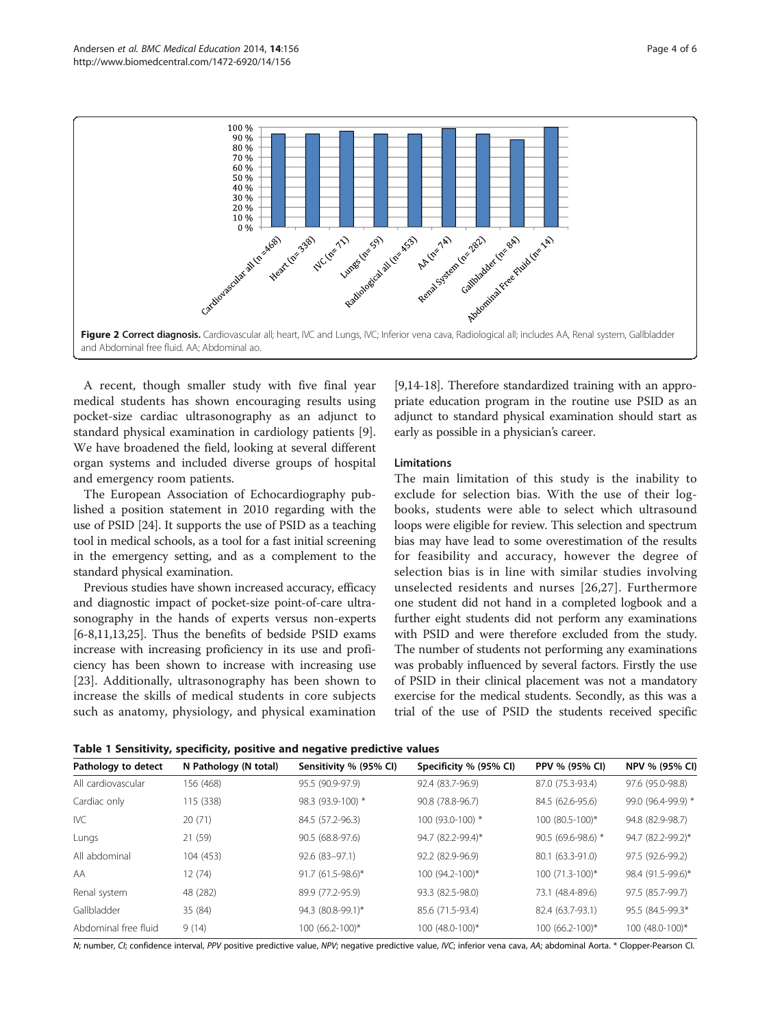**Figure 2 Correct diagnosis.** Cardiovascular all; heart, IVC and Lungs, IVC; Inferior vena cava, Radiological all; includes AA, Renal system, Gallbladder and Abdominal free fluid. AA; Abdominal ao.

A recent, though smaller study with five final year medical students has shown encouraging results using pocket-size cardiac ultrasonography as an adjunct to standard physical examination in cardiology patients [9]. We have broadened the field, looking at several different organ systems and included diverse groups of hospital and emergency room patients.

The European Association of Echocardiography published a position statement in 2010 regarding with the use of PSID [24]. It supports the use of PSID as a teaching tool in medical schools, as a tool for a fast initial screening in the emergency setting, and as a complement to the standard physical examination.

Previous studies have shown increased accuracy, efficacy and diagnostic impact of pocket-size point-of-care ultrasonography in the hands of experts versus non-experts [6-8,11,13,25]. Thus the benefits of bedside PSID exams increase with increasing proficiency in its use and proficiency has been shown to increase with increasing use [23]. Additionally, ultrasonography has been shown to increase the skills of medical students in core subjects such as anatomy, physiology, and physical examination [9,14-18]. Therefore standardized training with an appropriate education program in the routine use PSID as an adjunct to standard physical examination should start as early as possible in a physician's career.

### Limitations

The main limitation of this study is the inability to exclude for selection bias. With the use of their logbooks, students were able to select which ultrasound loops were eligible for review. This selection and spectrum bias may have lead to some overestimation of the results for feasibility and accuracy, however the degree of selection bias is in line with similar studies involving unselected residents and nurses [26,27]. Furthermore one student did not hand in a completed logbook and a further eight students did not perform any examinations with PSID and were therefore excluded from the study. The number of students not performing any examinations was probably influenced by several factors. Firstly the use of PSID in their clinical placement was not a mandatory exercise for the medical students. Secondly, as this was a trial of the use of PSID the students received specific

**Table 1 Sensitivity, specificity, positive and negative predictive values**

| Pathology to detect | N Pathology (N total) | Sensitivity % (95% CI) | Specificity % (95% CI) | PPV % (95% CI) | NPV % (95% CI) |
|---|---|---|---|---|---|
| All cardiovascular | 156 (468) | 95.5 (90.9-97.9) | 92.4 (83.7-96.9) | 87.0 (75.3-93.4) | 97.6 (95.0-98.8) |
| Cardiac only | 115 (338) | 98.3 (93.9-100) * | 90.8 (78.8-96.7) | 84.5 (62.6-95.6) | 99.0 (96.4-99.9) * |
| IVC | 20 (71) | 84.5 (57.2-96.3) | 100 (93.0-100) * | 100 (80.5-100)* | 94.8 (82.9-98.7) |
| Lungs | 21 (59) | 90.5 (68.8-97.6) | 94.7 (82.2-99.4)* | 90.5 (69.6-98.6) * | 94.7 (82.2-99.2)* |
| All abdominal | 104 (453) | 92.6 (83–97.1) | 92.2 (82.9-96.9) | 80.1 (63.3-91.0) | 97.5 (92.6-99.2) |
| AA | 12 (74) | 91.7 (61.5-98.6)* | 100 (94.2-100)* | 100 (71.3-100)* | 98.4 (91.5-99.6)* |
| Renal system | 48 (282) | 89.9 (77.2-95.9) | 93.3 (82.5-98.0) | 73.1 (48.4-89.6) | 97.5 (85.7-99.7) |
| Gallbladder | 35 (84) | 94.3 (80.8-99.1)* | 85.6 (71.5-93.4) | 82.4 (63.7-93.1) | 95.5 (84.5-99.3* |
| Abdominal free fluid | 9 (14) | 100 (66.2-100)* | 100 (48.0-100)* | 100 (66.2-100)* | 100 (48.0-100)* |

*N*; number, *CI*; confidence interval, *PPV* positive predictive value, *NPV*; negative predictive value, *IVC*; inferior vena cava, *AA*; abdominal Aorta. * Clopper-Pearson CI.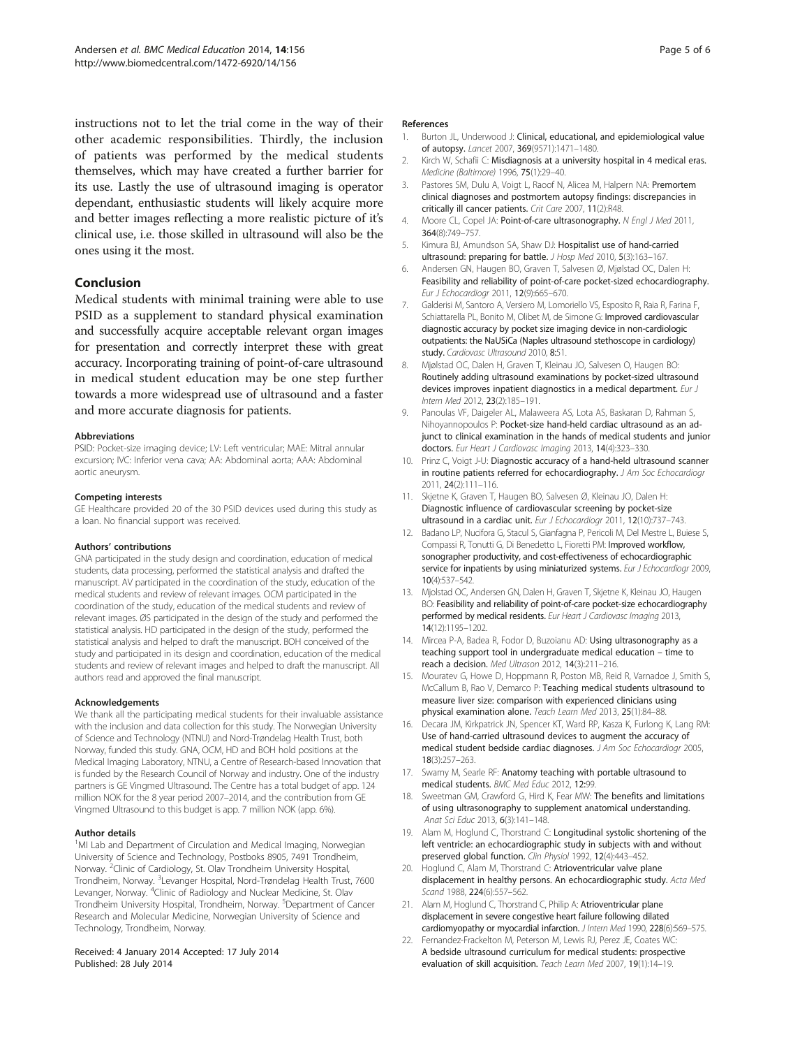instructions not to let the trial come in the way of their other academic responsibilities. Thirdly, the inclusion of patients was performed by the medical students themselves, which may have created a further barrier for its use. Lastly the use of ultrasound imaging is operator dependant, enthusiastic students will likely acquire more and better images reflecting a more realistic picture of it's clinical use, i.e. those skilled in ultrasound will also be the ones using it the most.

## Conclusion

Medical students with minimal training were able to use PSID as a supplement to standard physical examination and successfully acquire acceptable relevant organ images for presentation and correctly interpret these with great accuracy. Incorporating training of point-of-care ultrasound in medical student education may be one step further towards a more widespread use of ultrasound and a faster and more accurate diagnosis for patients.

#### Abbreviations

PSID: Pocket-size imaging device; LV: Left ventricular; MAE: Mitral annular excursion; IVC: Inferior vena cava; AA: Abdominal aorta; AAA: Abdominal aortic aneurysm.

#### Competing interests

GE Healthcare provided 20 of the 30 PSID devices used during this study as a loan. No financial support was received.

#### Authors' contributions

GNA participated in the study design and coordination, education of medical students, data processing, performed the statistical analysis and drafted the manuscript. AV participated in the coordination of the study, education of the medical students and review of relevant images. OCM participated in the coordination of the study, education of the medical students and review of relevant images. ØS participated in the design of the study and performed the statistical analysis. HD participated in the design of the study, performed the statistical analysis and helped to draft the manuscript. BOH conceived of the study and participated in its design and coordination, education of the medical students and review of relevant images and helped to draft the manuscript. All authors read and approved the final manuscript.

#### Acknowledgements

We thank all the participating medical students for their invaluable assistance with the inclusion and data collection for this study. The Norwegian University of Science and Technology (NTNU) and Nord-Trøndelag Health Trust, both Norway, funded this study. GNA, OCM, HD and BOH hold positions at the Medical Imaging Laboratory, NTNU, a Centre of Research-based Innovation that is funded by the Research Council of Norway and industry. One of the industry partners is GE Vingmed Ultrasound. The Centre has a total budget of app. 124 million NOK for the 8 year period 2007–2014, and the contribution from GE Vingmed Ultrasound to this budget is app. 7 million NOK (app. 6%).

#### Author details

[1]MI Lab and Department of Circulation and Medical Imaging, Norwegian University of Science and Technology, Postboks 8905, 7491 Trondheim, Norway. [2]Clinic of Cardiology, St. Olav Trondheim University Hospital, Trondheim, Norway. [3]Levanger Hospital, Nord-Trøndelag Health Trust, 7600 Levanger, Norway. [4]Clinic of Radiology and Nuclear Medicine, St. Olav Trondheim University Hospital, Trondheim, Norway. [5]Department of Cancer Research and Molecular Medicine, Norwegian University of Science and Technology, Trondheim, Norway.

Received: 4 January 2014 Accepted: 17 July 2014
Published: 28 July 2014

#### References

1. Burton JL, Underwood J: **Clinical, educational, and epidemiological value of autopsy.** *Lancet* 2007, **369**(9571):1471–1480.
2. Kirch W, Schafii C: **Misdiagnosis at a university hospital in 4 medical eras.** *Medicine (Baltimore)* 1996, **75**(1):29–40.
3. Pastores SM, Dulu A, Voigt L, Raoof N, Alicea M, Halpern NA: **Premortem clinical diagnoses and postmortem autopsy findings: discrepancies in critically ill cancer patients.** *Crit Care* 2007, **11**(2):R48.
4. Moore CL, Copel JA: **Point-of-care ultrasonography.** *N Engl J Med* 2011, **364**(8):749–757.
5. Kimura BJ, Amundson SA, Shaw DJ: **Hospitalist use of hand-carried ultrasound: preparing for battle.** *J Hosp Med* 2010, **5**(3):163–167.
6. Andersen GN, Haugen BO, Graven T, Salvesen Ø, Mjølstad OC, Dalen H: **Feasibility and reliability of point-of-care pocket-sized echocardiography.** *Eur J Echocardiogr* 2011, **12**(9):665–670.
7. Galderisi M, Santoro A, Versiero M, Lomoriello VS, Esposito R, Raia R, Farina F, Schiattarella PL, Bonito M, Olibet M, de Simone G: **Improved cardiovascular diagnostic accuracy by pocket size imaging device in non-cardiologic outpatients: the NaUSiCa (Naples ultrasound stethoscope in cardiology) study.** *Cardiovasc Ultrasound* 2010, **8**:51.
8. Mjølstad OC, Dalen H, Graven T, Kleinau JO, Salvesen O, Haugen BO: **Routinely adding ultrasound examinations by pocket-sized ultrasound devices improves inpatient diagnostics in a medical department.** *Eur J Intern Med* 2012, **23**(2):185–191.
9. Panoulas VF, Daigeler AL, Malaweera AS, Lota AS, Baskaran D, Rahman S, Nihoyannopoulos P: **Pocket-size hand-held cardiac ultrasound as an adjunct to clinical examination in the hands of medical students and junior doctors.** *Eur Heart J Cardiovasc Imaging* 2013, **14**(4):323–330.
10. Prinz C, Voigt J-U: **Diagnostic accuracy of a hand-held ultrasound scanner in routine patients referred for echocardiography.** *J Am Soc Echocardiogr* 2011, **24**(2):111–116.
11. Skjetne K, Graven T, Haugen BO, Salvesen Ø, Kleinau JO, Dalen H: **Diagnostic influence of cardiovascular screening by pocket-size ultrasound in a cardiac unit.** *Eur J Echocardiogr* 2011, **12**(10):737–743.
12. Badano LP, Nucifora G, Stacul S, Gianfagna P, Pericoli M, Del Mestre L, Buiese S, Compassi R, Tonutti G, Di Benedetto L, Fioretti PM: **Improved workflow, sonographer productivity, and cost-effectiveness of echocardiographic service for inpatients by using miniaturized systems.** *Eur J Echocardiogr* 2009, **10**(4):537–542.
13. Mjolstad OC, Andersen GN, Dalen H, Graven T, Skjetne K, Kleinau JO, Haugen BO: **Feasibility and reliability of point-of-care pocket-size echocardiography performed by medical residents.** *Eur Heart J Cardiovasc Imaging* 2013, **14**(12):1195–1202.
14. Mircea P-A, Badea R, Fodor D, Buzoianu AD: **Using ultrasonography as a teaching support tool in undergraduate medical education – time to reach a decision.** *Med Ultrason* 2012, **14**(3):211–216.
15. Mouratev G, Howe D, Hoppmann R, Poston MB, Reid R, Varnadoe J, Smith S, McCallum B, Rao V, Demarco P: **Teaching medical students ultrasound to measure liver size: comparison with experienced clinicians using physical examination alone.** *Teach Learn Med* 2013, **25**(1):84–88.
16. Decara JM, Kirkpatrick JN, Spencer KT, Ward RP, Kasza K, Furlong K, Lang RM: **Use of hand-carried ultrasound devices to augment the accuracy of medical student bedside cardiac diagnoses.** *J Am Soc Echocardiogr* 2005, **18**(3):257–263.
17. Swamy M, Searle RF: **Anatomy teaching with portable ultrasound to medical students.** *BMC Med Educ* 2012, **12**:99.
18. Sweetman GM, Crawford G, Hird K, Fear MW: **The benefits and limitations of using ultrasonography to supplement anatomical understanding.** *Anat Sci Educ* 2013, **6**(3):141–148.
19. Alam M, Hoglund C, Thorstrand C: **Longitudinal systolic shortening of the left ventricle: an echocardiographic study in subjects with and without preserved global function.** *Clin Physiol* 1992, **12**(4):443–452.
20. Hoglund C, Alam M, Thorstrand C: **Atrioventricular valve plane displacement in healthy persons. An echocardiographic study.** *Acta Med Scand* 1988, **224**(6):557–562.
21. Alam M, Hoglund C, Thorstrand C, Philip A: **Atrioventricular plane displacement in severe congestive heart failure following dilated cardiomyopathy or myocardial infarction.** *J Intern Med* 1990, **228**(6):569–575.
22. Fernandez-Frackelton M, Peterson M, Lewis RJ, Perez JE, Coates WC: **A bedside ultrasound curriculum for medical students: prospective evaluation of skill acquisition.** *Teach Learn Med* 2007, **19**(1):14–19.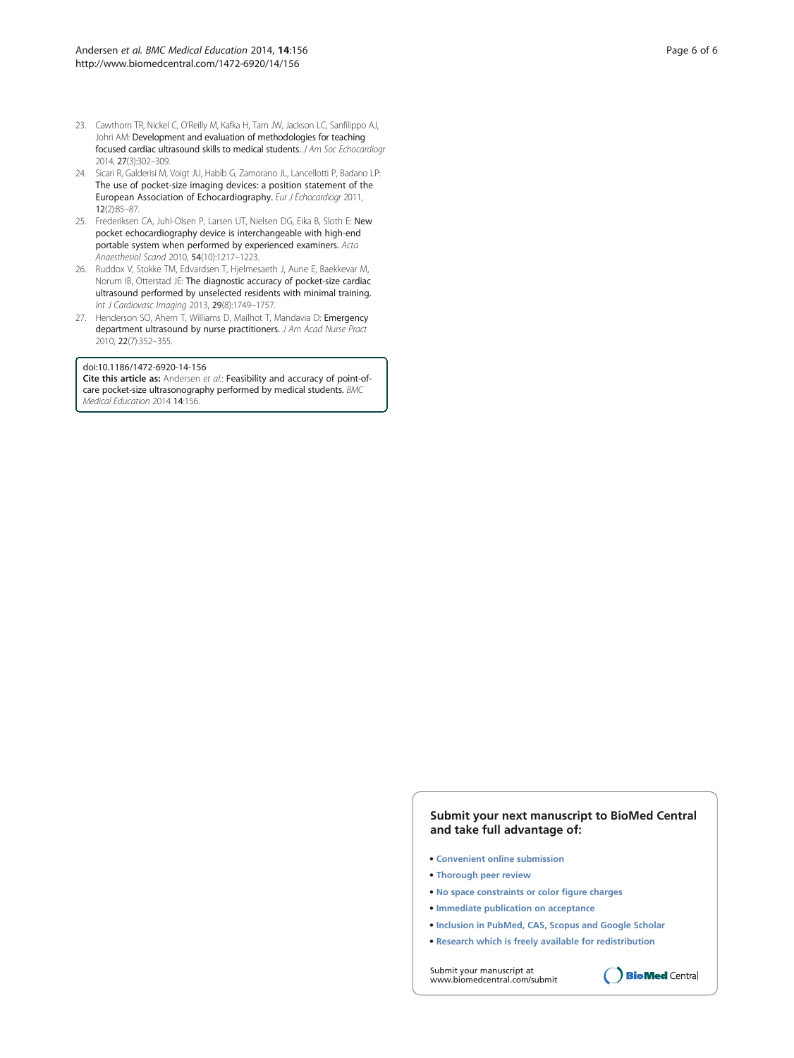23. Cawthorn TR, Nickel C, O'Reilly M, Kafka H, Tam JW, Jackson LC, Sanfilippo AJ, Johri AM: **Development and evaluation of methodologies for teaching focused cardiac ultrasound skills to medical students.** *J Am Soc Echocardiogr* 2014, **27**(3):302–309.
24. Sicari R, Galderisi M, Voigt JU, Habib G, Zamorano JL, Lancellotti P, Badano LP: **The use of pocket-size imaging devices: a position statement of the European Association of Echocardiography.** *Eur J Echocardiogr* 2011, **12**(2):85–87.
25. Frederiksen CA, Juhl-Olsen P, Larsen UT, Nielsen DG, Eika B, Sloth E: **New pocket echocardiography device is interchangeable with high-end portable system when performed by experienced examiners.** *Acta Anaesthesiol Scand* 2010, **54**(10):1217–1223.
26. Ruddox V, Stokke TM, Edvardsen T, Hjelmesaeth J, Aune E, Baekkevar M, Norum IB, Otterstad JE: **The diagnostic accuracy of pocket-size cardiac ultrasound performed by unselected residents with minimal training.** *Int J Cardiovasc Imaging* 2013, **29**(8):1749–1757.
27. Henderson SO, Ahern T, Williams D, Mailhot T, Mandavia D: **Emergency department ultrasound by nurse practitioners.** *J Am Acad Nurse Pract* 2010, **22**(7):352–355.

doi:10.1186/1472-6920-14-156
**Cite this article as:** Andersen *et al.*: Feasibility and accuracy of point-of-care pocket-size ultrasonography performed by medical students. *BMC Medical Education* 2014 **14**:156.

**Submit your next manuscript to BioMed Central and take full advantage of:**

- **Convenient online submission**
- **Thorough peer review**
- **No space constraints or color figure charges**
- **Immediate publication on acceptance**
- **Inclusion in PubMed, CAS, Scopus and Google Scholar**
- **Research which is freely available for redistribution**

Submit your manuscript at
www.biomedcentral.com/submit

BioMed Central